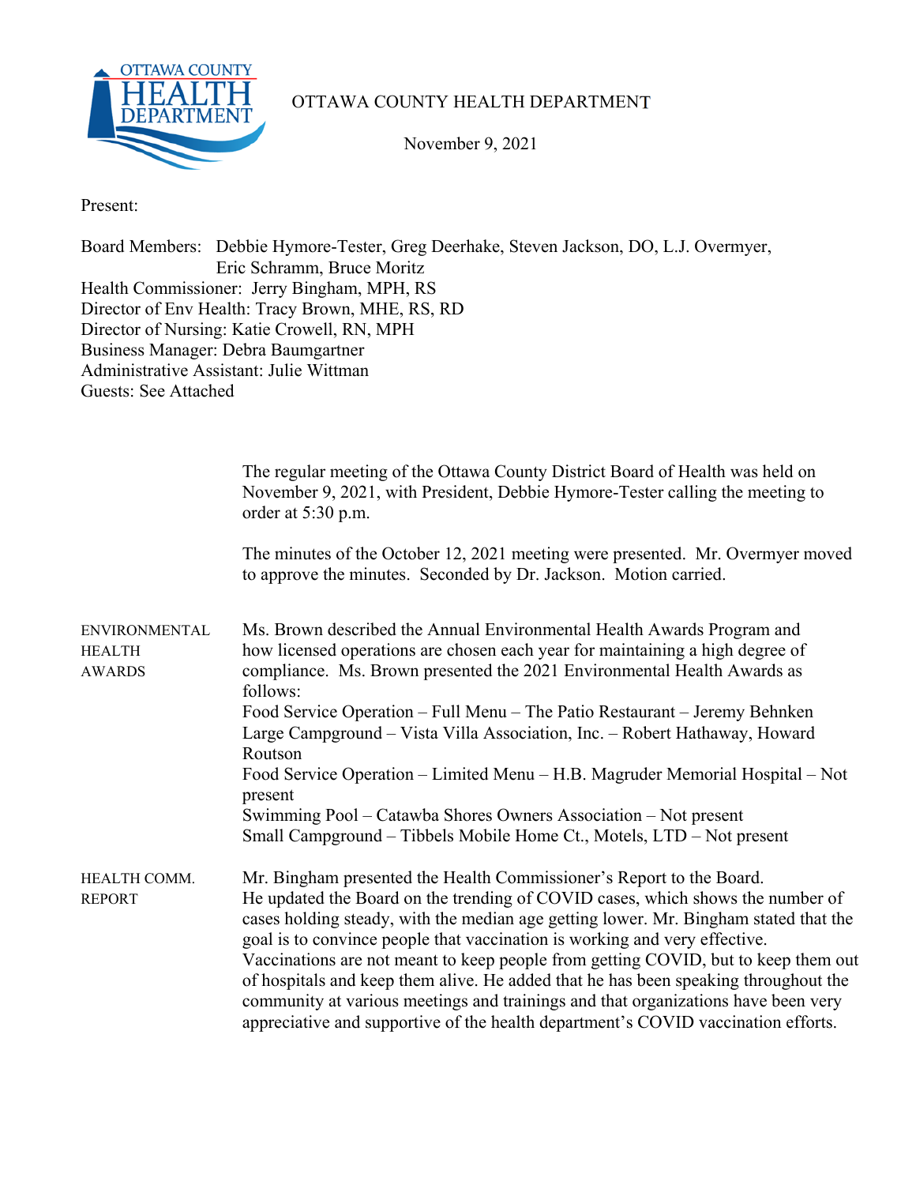# OTTAWA COUNTY HEALTH DEPARTMENT

November 9, 2021

Present:

Board Members: Debbie Hymore-Tester, Greg Deerhake, Steven Jackson, DO, L.J. Overmyer, Eric Schramm, Bruce Moritz
Health Commissioner: Jerry Bingham, MPH, RS
Director of Env Health: Tracy Brown, MHE, RS, RD
Director of Nursing: Katie Crowell, RN, MPH
Business Manager: Debra Baumgartner
Administrative Assistant: Julie Wittman
Guests: See Attached

The regular meeting of the Ottawa County District Board of Health was held on November 9, 2021, with President, Debbie Hymore-Tester calling the meeting to order at 5:30 p.m.

The minutes of the October 12, 2021 meeting were presented. Mr. Overmyer moved to approve the minutes. Seconded by Dr. Jackson. Motion carried.

**ENVIRONMENTAL HEALTH AWARDS**

Ms. Brown described the Annual Environmental Health Awards Program and how licensed operations are chosen each year for maintaining a high degree of compliance. Ms. Brown presented the 2021 Environmental Health Awards as follows:
Food Service Operation – Full Menu – The Patio Restaurant – Jeremy Behnken
Large Campground – Vista Villa Association, Inc. – Robert Hathaway, Howard Routson
Food Service Operation – Limited Menu – H.B. Magruder Memorial Hospital – Not present
Swimming Pool – Catawba Shores Owners Association – Not present
Small Campground – Tibbels Mobile Home Ct., Motels, LTD – Not present

**HEALTH COMM. REPORT**

Mr. Bingham presented the Health Commissioner's Report to the Board. He updated the Board on the trending of COVID cases, which shows the number of cases holding steady, with the median age getting lower. Mr. Bingham stated that the goal is to convince people that vaccination is working and very effective. Vaccinations are not meant to keep people from getting COVID, but to keep them out of hospitals and keep them alive. He added that he has been speaking throughout the community at various meetings and trainings and that organizations have been very appreciative and supportive of the health department's COVID vaccination efforts.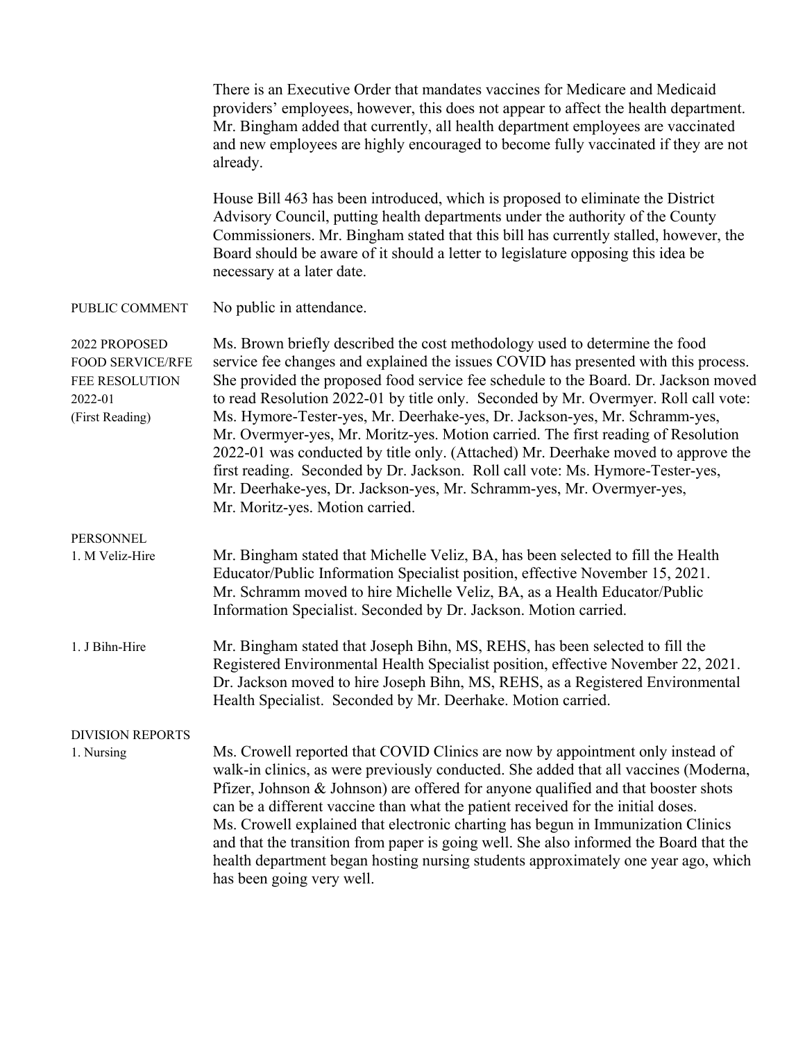There is an Executive Order that mandates vaccines for Medicare and Medicaid providers' employees, however, this does not appear to affect the health department. Mr. Bingham added that currently, all health department employees are vaccinated and new employees are highly encouraged to become fully vaccinated if they are not already.

House Bill 463 has been introduced, which is proposed to eliminate the District Advisory Council, putting health departments under the authority of the County Commissioners. Mr. Bingham stated that this bill has currently stalled, however, the Board should be aware of it should a letter to legislature opposing this idea be necessary at a later date.

PUBLIC COMMENT

No public in attendance.

2022 PROPOSED FOOD SERVICE/RFE FEE RESOLUTION 2022-01 (First Reading)

Ms. Brown briefly described the cost methodology used to determine the food service fee changes and explained the issues COVID has presented with this process. She provided the proposed food service fee schedule to the Board. Dr. Jackson moved to read Resolution 2022-01 by title only. Seconded by Mr. Overmyer. Roll call vote: Ms. Hymore-Tester-yes, Mr. Deerhake-yes, Dr. Jackson-yes, Mr. Schramm-yes, Mr. Overmyer-yes, Mr. Moritz-yes. Motion carried. The first reading of Resolution 2022-01 was conducted by title only. (Attached) Mr. Deerhake moved to approve the first reading. Seconded by Dr. Jackson. Roll call vote: Ms. Hymore-Tester-yes, Mr. Deerhake-yes, Dr. Jackson-yes, Mr. Schramm-yes, Mr. Overmyer-yes, Mr. Moritz-yes. Motion carried.

PERSONNEL

1. M Veliz-Hire

Mr. Bingham stated that Michelle Veliz, BA, has been selected to fill the Health Educator/Public Information Specialist position, effective November 15, 2021. Mr. Schramm moved to hire Michelle Veliz, BA, as a Health Educator/Public Information Specialist. Seconded by Dr. Jackson. Motion carried.

1. J Bihn-Hire

Mr. Bingham stated that Joseph Bihn, MS, REHS, has been selected to fill the Registered Environmental Health Specialist position, effective November 22, 2021. Dr. Jackson moved to hire Joseph Bihn, MS, REHS, as a Registered Environmental Health Specialist. Seconded by Mr. Deerhake. Motion carried.

DIVISION REPORTS

1. Nursing

Ms. Crowell reported that COVID Clinics are now by appointment only instead of walk-in clinics, as were previously conducted. She added that all vaccines (Moderna, Pfizer, Johnson & Johnson) are offered for anyone qualified and that booster shots can be a different vaccine than what the patient received for the initial doses. Ms. Crowell explained that electronic charting has begun in Immunization Clinics and that the transition from paper is going well. She also informed the Board that the health department began hosting nursing students approximately one year ago, which has been going very well.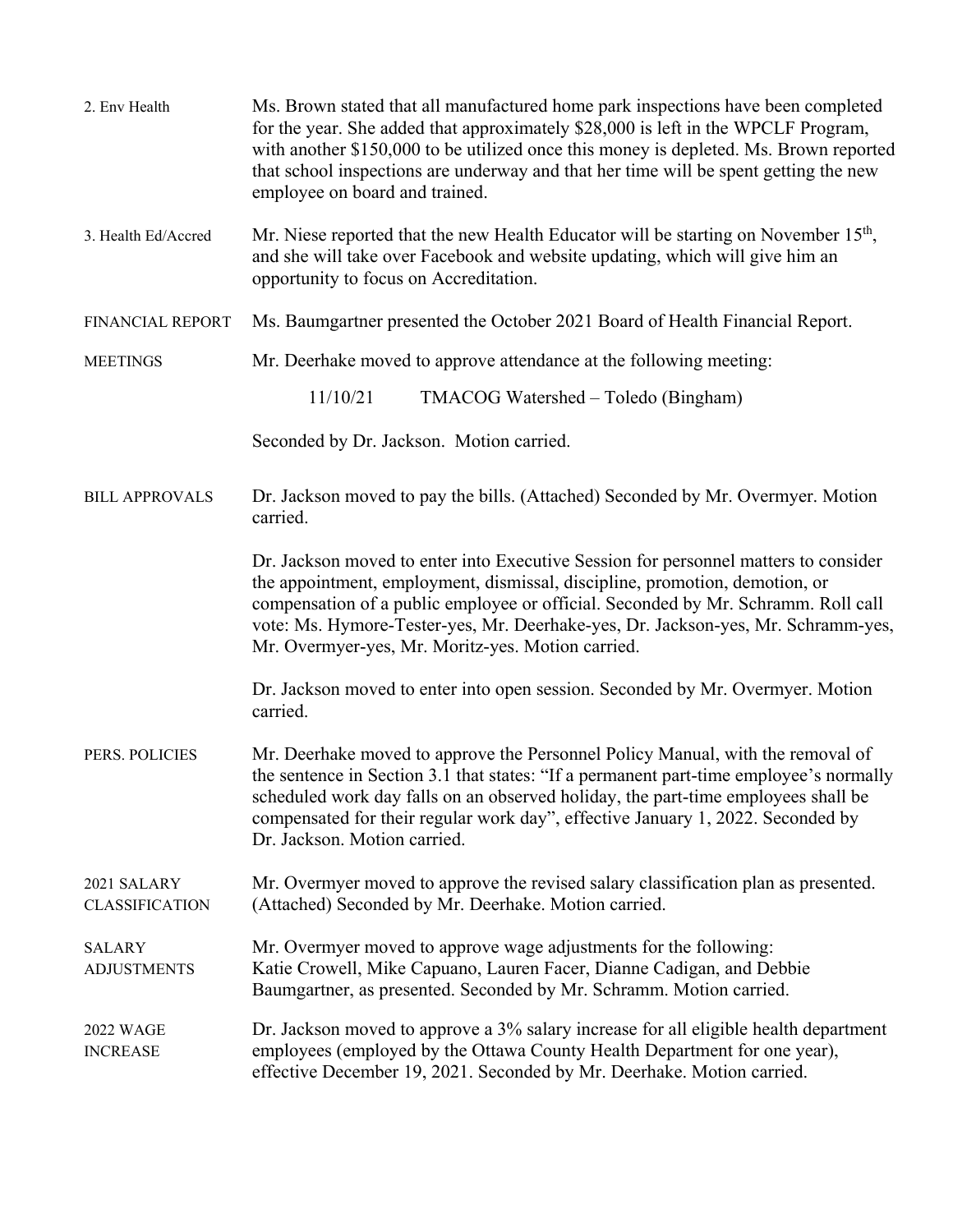**2. Env Health**

Ms. Brown stated that all manufactured home park inspections have been completed for the year. She added that approximately $28,000 is left in the WPCLF Program, with another $150,000 to be utilized once this money is depleted. Ms. Brown reported that school inspections are underway and that her time will be spent getting the new employee on board and trained.

**3. Health Ed/Accred**

Mr. Niese reported that the new Health Educator will be starting on November 15th, and she will take over Facebook and website updating, which will give him an opportunity to focus on Accreditation.

**FINANCIAL REPORT**

Ms. Baumgartner presented the October 2021 Board of Health Financial Report.

**MEETINGS**

Mr. Deerhake moved to approve attendance at the following meeting:

11/10/21 TMACOG Watershed – Toledo (Bingham)

Seconded by Dr. Jackson. Motion carried.

**BILL APPROVALS**

Dr. Jackson moved to pay the bills. (Attached) Seconded by Mr. Overmyer. Motion carried.

Dr. Jackson moved to enter into Executive Session for personnel matters to consider the appointment, employment, dismissal, discipline, promotion, demotion, or compensation of a public employee or official. Seconded by Mr. Schramm. Roll call vote: Ms. Hymore-Tester-yes, Mr. Deerhake-yes, Dr. Jackson-yes, Mr. Schramm-yes, Mr. Overmyer-yes, Mr. Moritz-yes. Motion carried.

Dr. Jackson moved to enter into open session. Seconded by Mr. Overmyer. Motion carried.

**PERS. POLICIES**

Mr. Deerhake moved to approve the Personnel Policy Manual, with the removal of the sentence in Section 3.1 that states: "If a permanent part-time employee's normally scheduled work day falls on an observed holiday, the part-time employees shall be compensated for their regular work day", effective January 1, 2022. Seconded by Dr. Jackson. Motion carried.

**2021 SALARY CLASSIFICATION**

Mr. Overmyer moved to approve the revised salary classification plan as presented. (Attached) Seconded by Mr. Deerhake. Motion carried.

**SALARY ADJUSTMENTS**

Mr. Overmyer moved to approve wage adjustments for the following: Katie Crowell, Mike Capuano, Lauren Facer, Dianne Cadigan, and Debbie Baumgartner, as presented. Seconded by Mr. Schramm. Motion carried.

**2022 WAGE INCREASE**

Dr. Jackson moved to approve a 3% salary increase for all eligible health department employees (employed by the Ottawa County Health Department for one year), effective December 19, 2021. Seconded by Mr. Deerhake. Motion carried.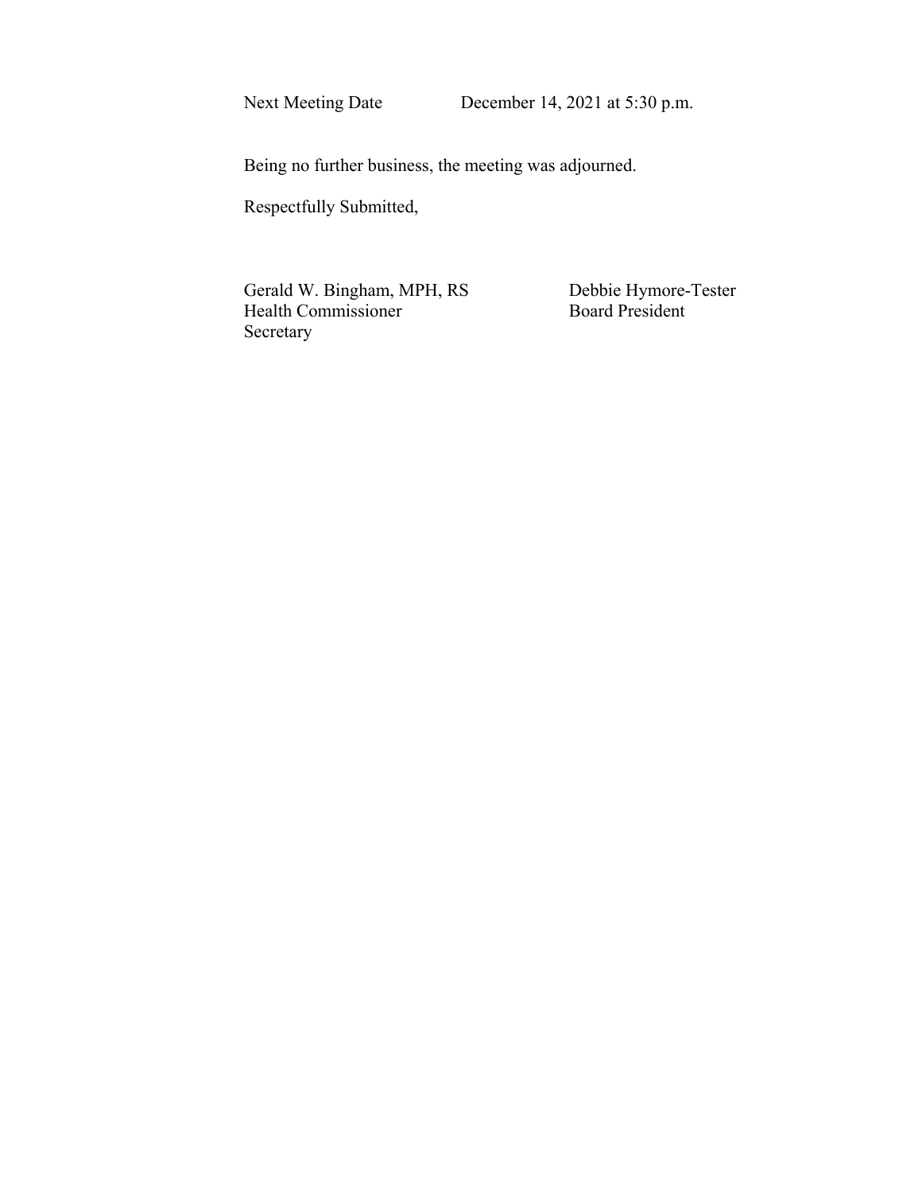Next Meeting Date December 14, 2021 at 5:30 p.m.

Being no further business, the meeting was adjourned.

Respectfully Submitted,

Gerald W. Bingham, MPH, RS
Health Commissioner
Secretary

Debbie Hymore-Tester
Board President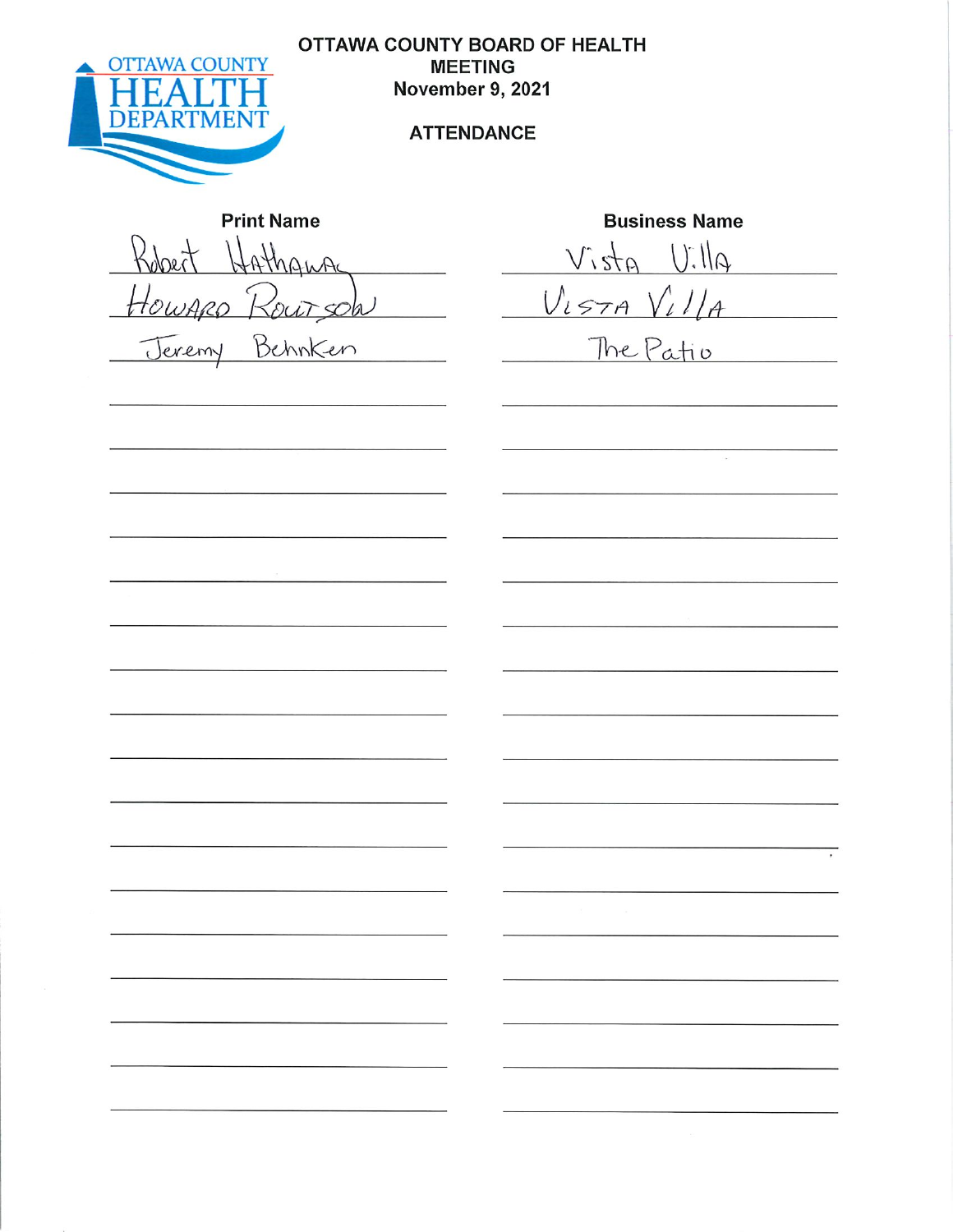OTTAWA COUNTY HEALTH DEPARTMENT

# OTTAWA COUNTY BOARD OF HEALTH MEETING
## November 9, 2021

## ATTENDANCE

| Print Name | Business Name |
|---|---|
| Robert Hathaway | Vista Villa |
| HOWARD ROUTSON | VISTA VILLA |
| Jeremy Behnken | The Patio |
| | |
| | |
| | |
| | |
| | |
| | |
| | |
| | |
| | |
| | |
| | |
| | |
| | |
| | |
| | |
| | |
| | |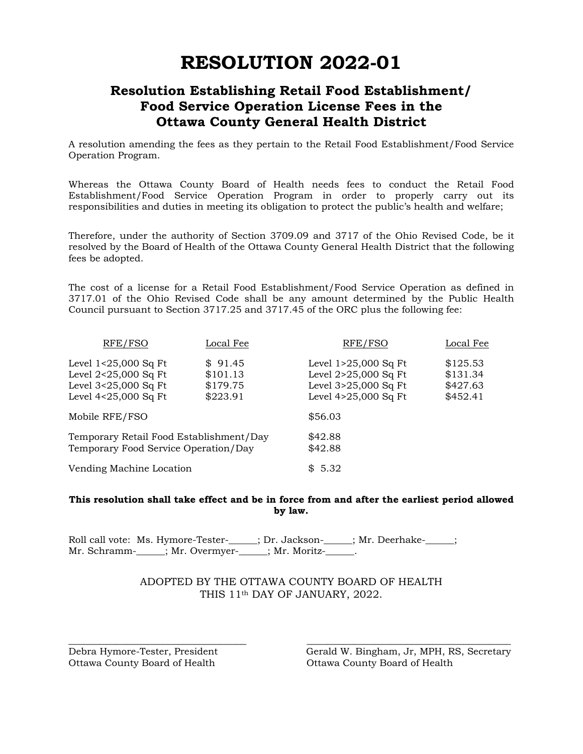# RESOLUTION 2022-01

## Resolution Establishing Retail Food Establishment/ Food Service Operation License Fees in the Ottawa County General Health District

A resolution amending the fees as they pertain to the Retail Food Establishment/Food Service Operation Program.

Whereas the Ottawa County Board of Health needs fees to conduct the Retail Food Establishment/Food Service Operation Program in order to properly carry out its responsibilities and duties in meeting its obligation to protect the public's health and welfare;

Therefore, under the authority of Section 3709.09 and 3717 of the Ohio Revised Code, be it resolved by the Board of Health of the Ottawa County General Health District that the following fees be adopted.

The cost of a license for a Retail Food Establishment/Food Service Operation as defined in 3717.01 of the Ohio Revised Code shall be any amount determined by the Public Health Council pursuant to Section 3717.25 and 3717.45 of the ORC plus the following fee:

| RFE/FSO | Local Fee | RFE/FSO | Local Fee |
|---|---|---|---|
| Level 1<25,000 Sq Ft | $ 91.45 | Level 1>25,000 Sq Ft | $125.53 |
| Level 2<25,000 Sq Ft | $101.13 | Level 2>25,000 Sq Ft | $131.34 |
| Level 3<25,000 Sq Ft | $179.75 | Level 3>25,000 Sq Ft | $427.63 |
| Level 4<25,000 Sq Ft | $223.91 | Level 4>25,000 Sq Ft | $452.41 |

| | |
|---|---|
| Mobile RFE/FSO | $56.03 |
| Temporary Retail Food Establishment/Day | $42.88 |
| Temporary Food Service Operation/Day | $42.88 |
| Vending Machine Location | $ 5.32 |

**This resolution shall take effect and be in force from and after the earliest period allowed by law.**

Roll call vote: Ms. Hymore-Tester-______; Dr. Jackson-______; Mr. Deerhake-______; Mr. Schramm-______; Mr. Overmyer-______; Mr. Moritz-______.

ADOPTED BY THE OTTAWA COUNTY BOARD OF HEALTH
THIS 11th DAY OF JANUARY, 2022.

___________________________________
Debra Hymore-Tester, President
Ottawa County Board of Health

___________________________________
Gerald W. Bingham, Jr, MPH, RS, Secretary
Ottawa County Board of Health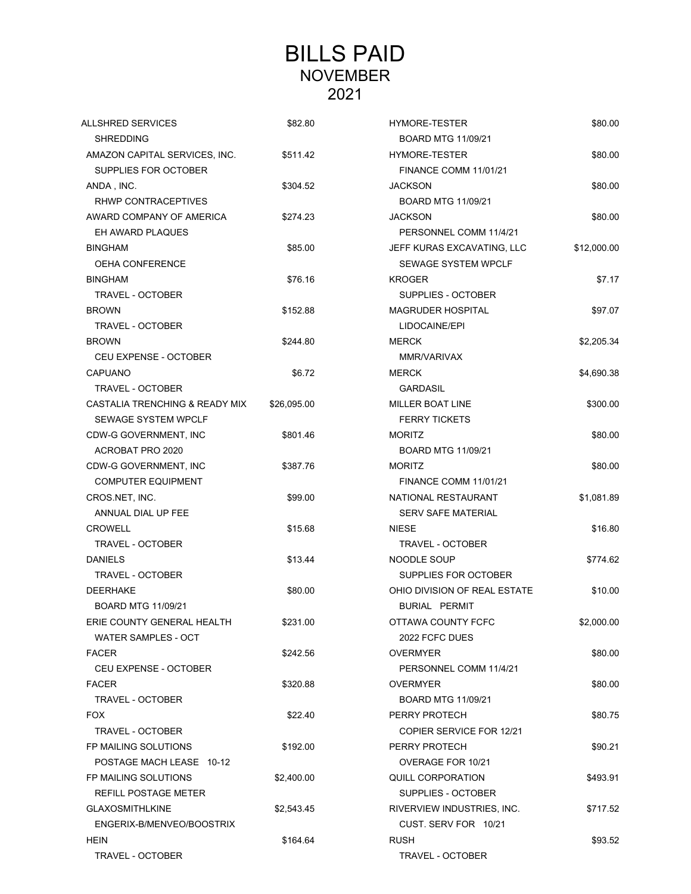# BILLS PAID
## NOVEMBER
## 2021

| Vendor / Description | Amount |
|---|---|
| ALLSHRED SERVICES<br>SHREDDING | $82.80 |
| AMAZON CAPITAL SERVICES, INC.<br>SUPPLIES FOR OCTOBER | $511.42 |
| ANDA , INC.<br>RHWP CONTRACEPTIVES | $304.52 |
| AWARD COMPANY OF AMERICA<br>EH AWARD PLAQUES | $274.23 |
| BINGHAM<br>OEHA CONFERENCE | $85.00 |
| BINGHAM<br>TRAVEL - OCTOBER | $76.16 |
| BROWN<br>TRAVEL - OCTOBER | $152.88 |
| BROWN<br>CEU EXPENSE - OCTOBER | $244.80 |
| CAPUANO<br>TRAVEL - OCTOBER | $6.72 |
| CASTALIA TRENCHING & READY MIX<br>SEWAGE SYSTEM WPCLF | $26,095.00 |
| CDW-G GOVERNMENT, INC<br>ACROBAT PRO 2020 | $801.46 |
| CDW-G GOVERNMENT, INC<br>COMPUTER EQUIPMENT | $387.76 |
| CROS.NET, INC.<br>ANNUAL DIAL UP FEE | $99.00 |
| CROWELL<br>TRAVEL - OCTOBER | $15.68 |
| DANIELS<br>TRAVEL - OCTOBER | $13.44 |
| DEERHAKE<br>BOARD MTG 11/09/21 | $80.00 |
| ERIE COUNTY GENERAL HEALTH<br>WATER SAMPLES - OCT | $231.00 |
| FACER<br>CEU EXPENSE - OCTOBER | $242.56 |
| FACER<br>TRAVEL - OCTOBER | $320.88 |
| FOX<br>TRAVEL - OCTOBER | $22.40 |
| FP MAILING SOLUTIONS<br>POSTAGE MACH LEASE 10-12 | $192.00 |
| FP MAILING SOLUTIONS<br>REFILL POSTAGE METER | $2,400.00 |
| GLAXOSMITHLKINE<br>ENGERIX-B/MENVEO/BOOSTRIX | $2,543.45 |
| HEIN<br>TRAVEL - OCTOBER | $164.64 |
| HYMORE-TESTER<br>BOARD MTG 11/09/21 | $80.00 |
| HYMORE-TESTER<br>FINANCE COMM 11/01/21 | $80.00 |
| JACKSON<br>BOARD MTG 11/09/21 | $80.00 |
| JACKSON<br>PERSONNEL COMM 11/4/21 | $80.00 |
| JEFF KURAS EXCAVATING, LLC<br>SEWAGE SYSTEM WPCLF | $12,000.00 |
| KROGER<br>SUPPLIES - OCTOBER | $7.17 |
| MAGRUDER HOSPITAL<br>LIDOCAINE/EPI | $97.07 |
| MERCK<br>MMR/VARIVAX | $2,205.34 |
| MERCK<br>GARDASIL | $4,690.38 |
| MILLER BOAT LINE<br>FERRY TICKETS | $300.00 |
| MORITZ<br>BOARD MTG 11/09/21 | $80.00 |
| MORITZ<br>FINANCE COMM 11/01/21 | $80.00 |
| NATIONAL RESTAURANT<br>SERV SAFE MATERIAL | $1,081.89 |
| NIESE<br>TRAVEL - OCTOBER | $16.80 |
| NOODLE SOUP<br>SUPPLIES FOR OCTOBER | $774.62 |
| OHIO DIVISION OF REAL ESTATE<br>BURIAL PERMIT | $10.00 |
| OTTAWA COUNTY FCFC<br>2022 FCFC DUES | $2,000.00 |
| OVERMYER<br>PERSONNEL COMM 11/4/21 | $80.00 |
| OVERMYER<br>BOARD MTG 11/09/21 | $80.00 |
| PERRY PROTECH<br>COPIER SERVICE FOR 12/21 | $80.75 |
| PERRY PROTECH<br>OVERAGE FOR 10/21 | $90.21 |
| QUILL CORPORATION<br>SUPPLIES - OCTOBER | $493.91 |
| RIVERVIEW INDUSTRIES, INC.<br>CUST. SERV FOR 10/21 | $717.52 |
| RUSH<br>TRAVEL - OCTOBER | $93.52 |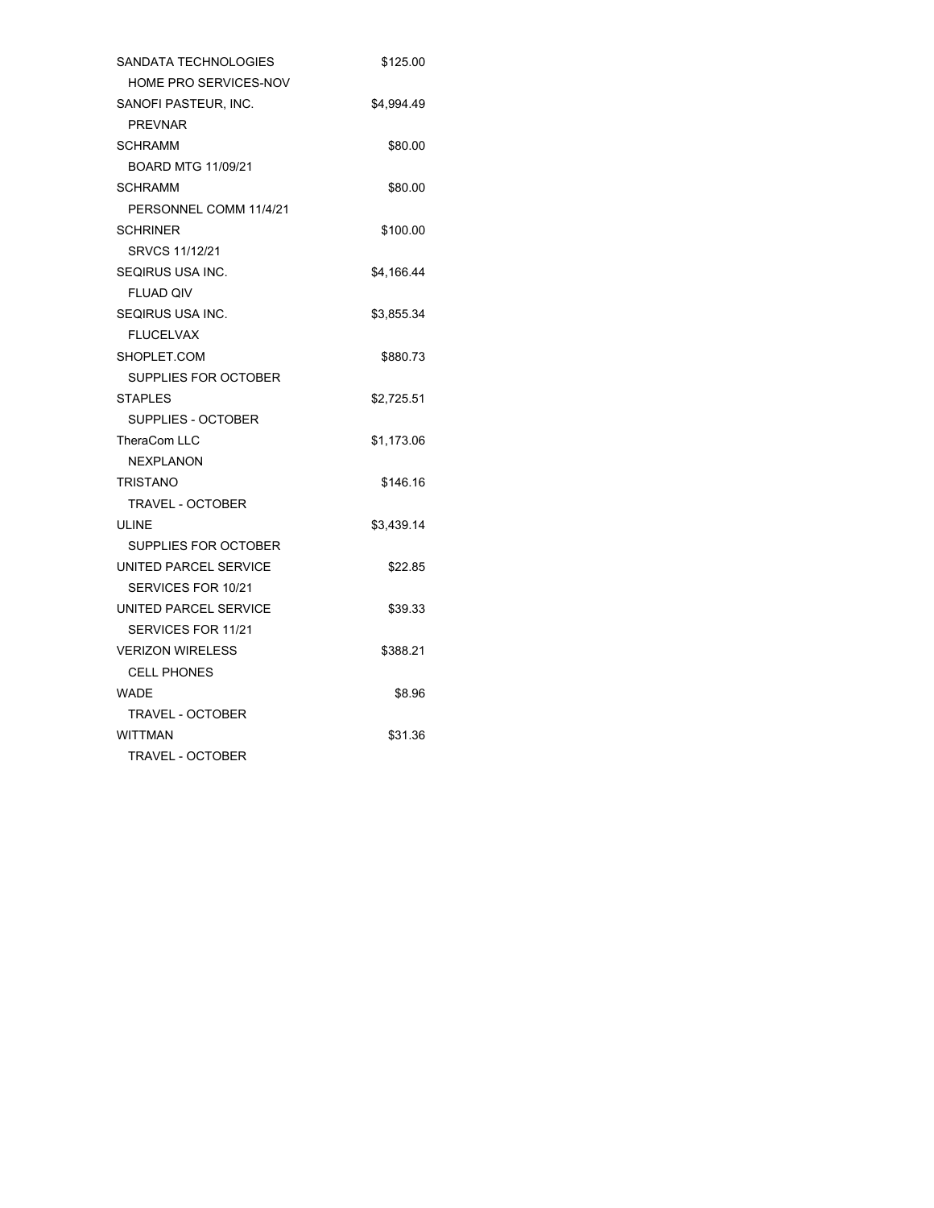| | |
|---|---|
| SANDATA TECHNOLOGIES | $125.00 |
| HOME PRO SERVICES-NOV | |
| SANOFI PASTEUR, INC. | $4,994.49 |
| PREVNAR | |
| SCHRAMM | $80.00 |
| BOARD MTG 11/09/21 | |
| SCHRAMM | $80.00 |
| PERSONNEL COMM 11/4/21 | |
| SCHRINER | $100.00 |
| SRVCS 11/12/21 | |
| SEQIRUS USA INC. | $4,166.44 |
| FLUAD QIV | |
| SEQIRUS USA INC. | $3,855.34 |
| FLUCELVAX | |
| SHOPLET.COM | $880.73 |
| SUPPLIES FOR OCTOBER | |
| STAPLES | $2,725.51 |
| SUPPLIES - OCTOBER | |
| TheraCom LLC | $1,173.06 |
| NEXPLANON | |
| TRISTANO | $146.16 |
| TRAVEL - OCTOBER | |
| ULINE | $3,439.14 |
| SUPPLIES FOR OCTOBER | |
| UNITED PARCEL SERVICE | $22.85 |
| SERVICES FOR 10/21 | |
| UNITED PARCEL SERVICE | $39.33 |
| SERVICES FOR 11/21 | |
| VERIZON WIRELESS | $388.21 |
| CELL PHONES | |
| WADE | $8.96 |
| TRAVEL - OCTOBER | |
| WITTMAN | $31.36 |
| TRAVEL - OCTOBER | |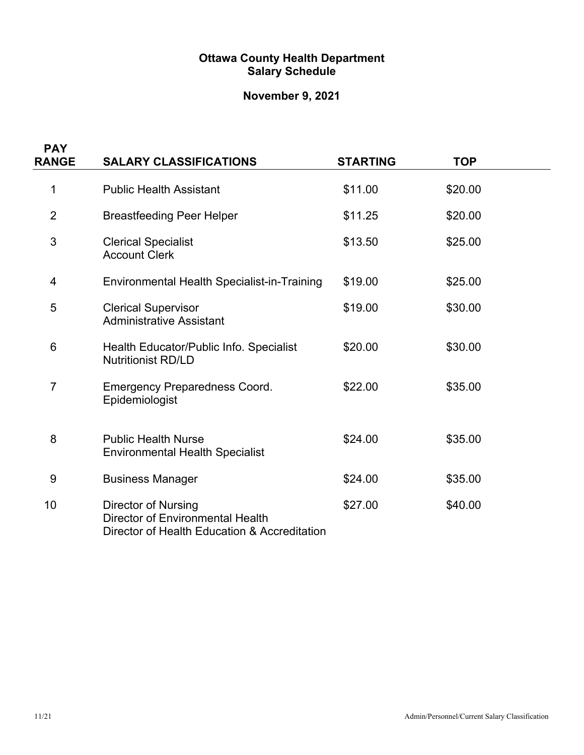**Ottawa County Health Department**
**Salary Schedule**

**November 9, 2021**

| PAY RANGE | SALARY CLASSIFICATIONS | STARTING | TOP |
|---|---|---|---|
| 1 | Public Health Assistant | $11.00 | $20.00 |
| 2 | Breastfeeding Peer Helper | $11.25 | $20.00 |
| 3 | Clerical Specialist<br>Account Clerk | $13.50 | $25.00 |
| 4 | Environmental Health Specialist-in-Training | $19.00 | $25.00 |
| 5 | Clerical Supervisor<br>Administrative Assistant | $19.00 | $30.00 |
| 6 | Health Educator/Public Info. Specialist<br>Nutritionist RD/LD | $20.00 | $30.00 |
| 7 | Emergency Preparedness Coord.<br>Epidemiologist | $22.00 | $35.00 |
| 8 | Public Health Nurse<br>Environmental Health Specialist | $24.00 | $35.00 |
| 9 | Business Manager | $24.00 | $35.00 |
| 10 | Director of Nursing<br>Director of Environmental Health<br>Director of Health Education & Accreditation | $27.00 | $40.00 |

11/21 Admin/Personnel/Current Salary Classification